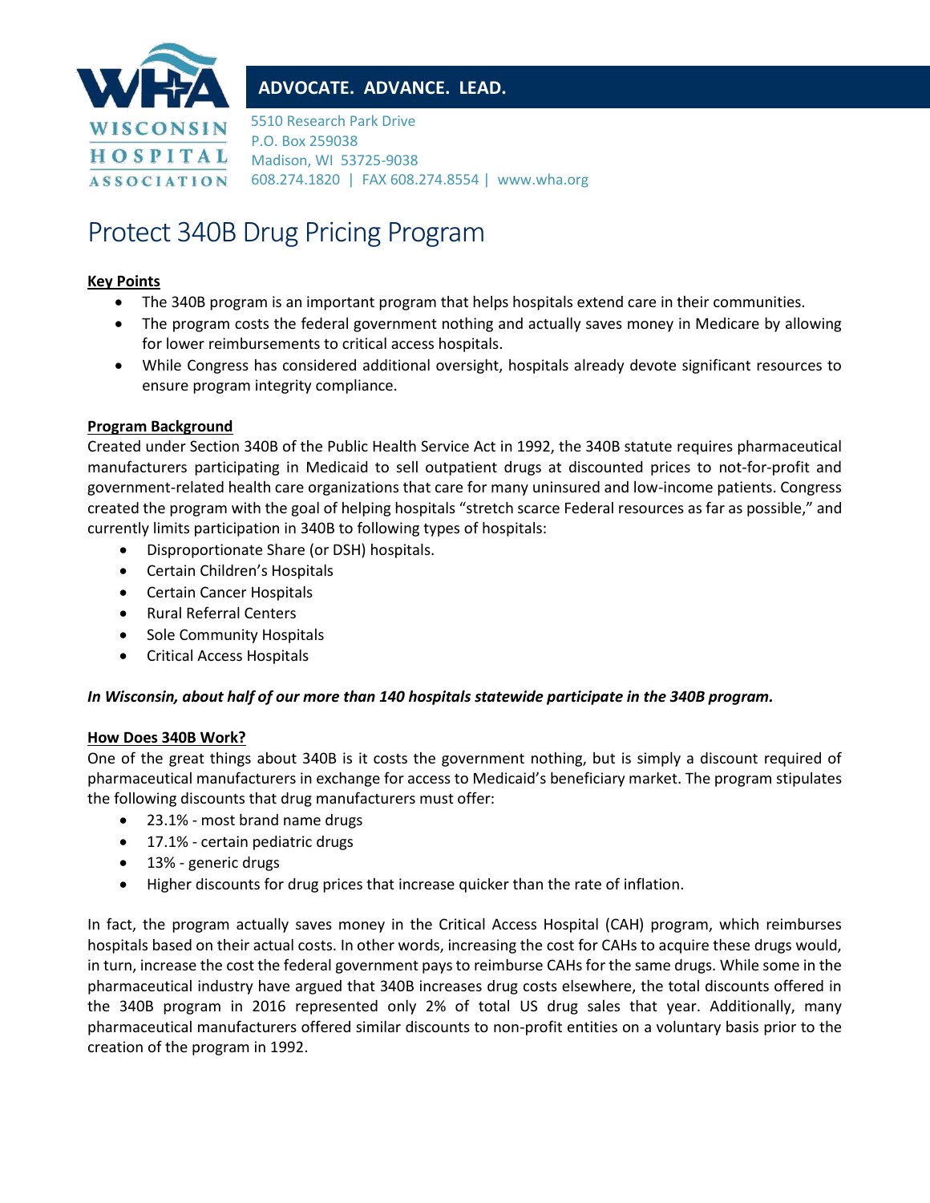WISCONSIN HOSPITAL ASSOCIATION

**ADVOCATE. ADVANCE. LEAD.**

5510 Research Park Drive
P.O. Box 259038
Madison, WI 53725-9038
608.274.1820 | FAX 608.274.8554 | www.wha.org

# Protect 340B Drug Pricing Program

**Key Points**

- The 340B program is an important program that helps hospitals extend care in their communities.
- The program costs the federal government nothing and actually saves money in Medicare by allowing for lower reimbursements to critical access hospitals.
- While Congress has considered additional oversight, hospitals already devote significant resources to ensure program integrity compliance.

**Program Background**

Created under Section 340B of the Public Health Service Act in 1992, the 340B statute requires pharmaceutical manufacturers participating in Medicaid to sell outpatient drugs at discounted prices to not-for-profit and government-related health care organizations that care for many uninsured and low-income patients. Congress created the program with the goal of helping hospitals "stretch scarce Federal resources as far as possible," and currently limits participation in 340B to following types of hospitals:

- Disproportionate Share (or DSH) hospitals.
- Certain Children's Hospitals
- Certain Cancer Hospitals
- Rural Referral Centers
- Sole Community Hospitals
- Critical Access Hospitals

***In Wisconsin, about half of our more than 140 hospitals statewide participate in the 340B program.***

**How Does 340B Work?**

One of the great things about 340B is it costs the government nothing, but is simply a discount required of pharmaceutical manufacturers in exchange for access to Medicaid's beneficiary market. The program stipulates the following discounts that drug manufacturers must offer:

- 23.1% - most brand name drugs
- 17.1% - certain pediatric drugs
- 13% - generic drugs
- Higher discounts for drug prices that increase quicker than the rate of inflation.

In fact, the program actually saves money in the Critical Access Hospital (CAH) program, which reimburses hospitals based on their actual costs. In other words, increasing the cost for CAHs to acquire these drugs would, in turn, increase the cost the federal government pays to reimburse CAHs for the same drugs. While some in the pharmaceutical industry have argued that 340B increases drug costs elsewhere, the total discounts offered in the 340B program in 2016 represented only 2% of total US drug sales that year. Additionally, many pharmaceutical manufacturers offered similar discounts to non-profit entities on a voluntary basis prior to the creation of the program in 1992.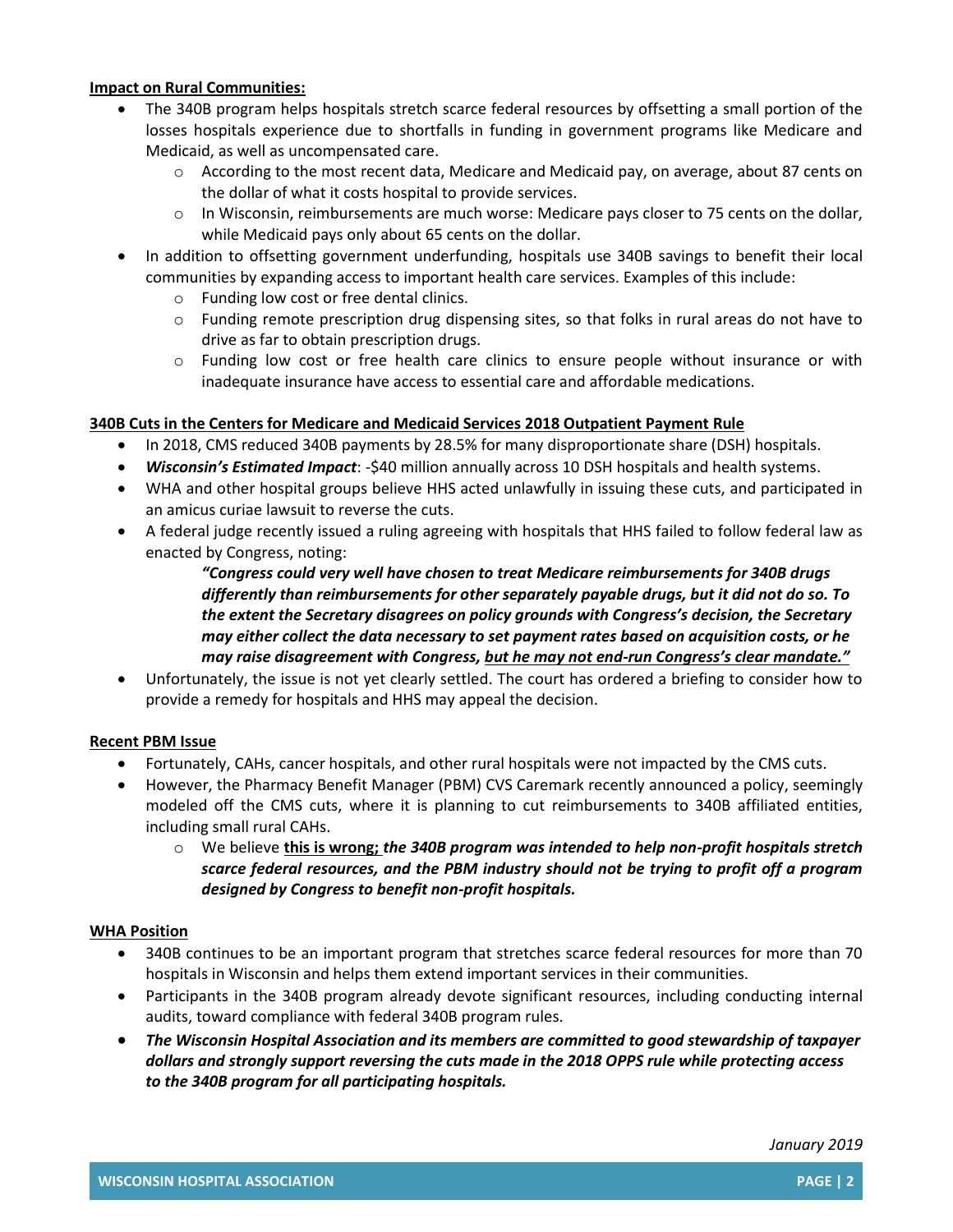**Impact on Rural Communities:**

- The 340B program helps hospitals stretch scarce federal resources by offsetting a small portion of the losses hospitals experience due to shortfalls in funding in government programs like Medicare and Medicaid, as well as uncompensated care.
  - According to the most recent data, Medicare and Medicaid pay, on average, about 87 cents on the dollar of what it costs hospital to provide services.
  - In Wisconsin, reimbursements are much worse: Medicare pays closer to 75 cents on the dollar, while Medicaid pays only about 65 cents on the dollar.
- In addition to offsetting government underfunding, hospitals use 340B savings to benefit their local communities by expanding access to important health care services. Examples of this include:
  - Funding low cost or free dental clinics.
  - Funding remote prescription drug dispensing sites, so that folks in rural areas do not have to drive as far to obtain prescription drugs.
  - Funding low cost or free health care clinics to ensure people without insurance or with inadequate insurance have access to essential care and affordable medications.

**340B Cuts in the Centers for Medicare and Medicaid Services 2018 Outpatient Payment Rule**

- In 2018, CMS reduced 340B payments by 28.5% for many disproportionate share (DSH) hospitals.
- ***Wisconsin's Estimated Impact***: -$40 million annually across 10 DSH hospitals and health systems.
- WHA and other hospital groups believe HHS acted unlawfully in issuing these cuts, and participated in an amicus curiae lawsuit to reverse the cuts.
- A federal judge recently issued a ruling agreeing with hospitals that HHS failed to follow federal law as enacted by Congress, noting:

  > ***"Congress could very well have chosen to treat Medicare reimbursements for 340B drugs differently than reimbursements for other separately payable drugs, but it did not do so. To the extent the Secretary disagrees on policy grounds with Congress's decision, the Secretary may either collect the data necessary to set payment rates based on acquisition costs, or he may raise disagreement with Congress, but he may not end-run Congress's clear mandate."***

- Unfortunately, the issue is not yet clearly settled. The court has ordered a briefing to consider how to provide a remedy for hospitals and HHS may appeal the decision.

**Recent PBM Issue**

- Fortunately, CAHs, cancer hospitals, and other rural hospitals were not impacted by the CMS cuts.
- However, the Pharmacy Benefit Manager (PBM) CVS Caremark recently announced a policy, seemingly modeled off the CMS cuts, where it is planning to cut reimbursements to 340B affiliated entities, including small rural CAHs.
  - We believe **this is wrong;** ***the 340B program was intended to help non-profit hospitals stretch scarce federal resources, and the PBM industry should not be trying to profit off a program designed by Congress to benefit non-profit hospitals.***

**WHA Position**

- 340B continues to be an important program that stretches scarce federal resources for more than 70 hospitals in Wisconsin and helps them extend important services in their communities.
- Participants in the 340B program already devote significant resources, including conducting internal audits, toward compliance with federal 340B program rules.
- ***The Wisconsin Hospital Association and its members are committed to good stewardship of taxpayer dollars and strongly support reversing the cuts made in the 2018 OPPS rule while protecting access to the 340B program for all participating hospitals.***

*January 2019*